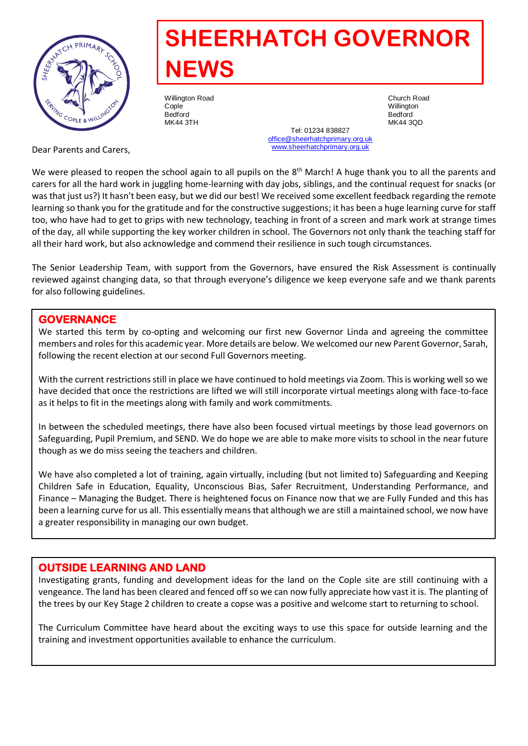# SHEERHATCH GOVERNOR NEWS

Willington Road
Cople
Bedford
MK44 3TH

Church Road
Willington
Bedford
MK44 3QD

Tel: 01234 838827
office@sheerhatchprimary.org.uk
www.sheerhatchprimary.org.uk

Dear Parents and Carers,

We were pleased to reopen the school again to all pupils on the 8th March! A huge thank you to all the parents and carers for all the hard work in juggling home-learning with day jobs, siblings, and the continual request for snacks (or was that just us?) It hasn't been easy, but we did our best! We received some excellent feedback regarding the remote learning so thank you for the gratitude and for the constructive suggestions; it has been a huge learning curve for staff too, who have had to get to grips with new technology, teaching in front of a screen and mark work at strange times of the day, all while supporting the key worker children in school. The Governors not only thank the teaching staff for all their hard work, but also acknowledge and commend their resilience in such tough circumstances.

The Senior Leadership Team, with support from the Governors, have ensured the Risk Assessment is continually reviewed against changing data, so that through everyone's diligence we keep everyone safe and we thank parents for also following guidelines.

## GOVERNANCE

We started this term by co-opting and welcoming our first new Governor Linda and agreeing the committee members and roles for this academic year. More details are below. We welcomed our new Parent Governor, Sarah, following the recent election at our second Full Governors meeting.

With the current restrictions still in place we have continued to hold meetings via Zoom. This is working well so we have decided that once the restrictions are lifted we will still incorporate virtual meetings along with face-to-face as it helps to fit in the meetings along with family and work commitments.

In between the scheduled meetings, there have also been focused virtual meetings by those lead governors on Safeguarding, Pupil Premium, and SEND. We do hope we are able to make more visits to school in the near future though as we do miss seeing the teachers and children.

We have also completed a lot of training, again virtually, including (but not limited to) Safeguarding and Keeping Children Safe in Education, Equality, Unconscious Bias, Safer Recruitment, Understanding Performance, and Finance – Managing the Budget. There is heightened focus on Finance now that we are Fully Funded and this has been a learning curve for us all. This essentially means that although we are still a maintained school, we now have a greater responsibility in managing our own budget.

## OUTSIDE LEARNING AND LAND

Investigating grants, funding and development ideas for the land on the Cople site are still continuing with a vengeance. The land has been cleared and fenced off so we can now fully appreciate how vast it is. The planting of the trees by our Key Stage 2 children to create a copse was a positive and welcome start to returning to school.

The Curriculum Committee have heard about the exciting ways to use this space for outside learning and the training and investment opportunities available to enhance the curriculum.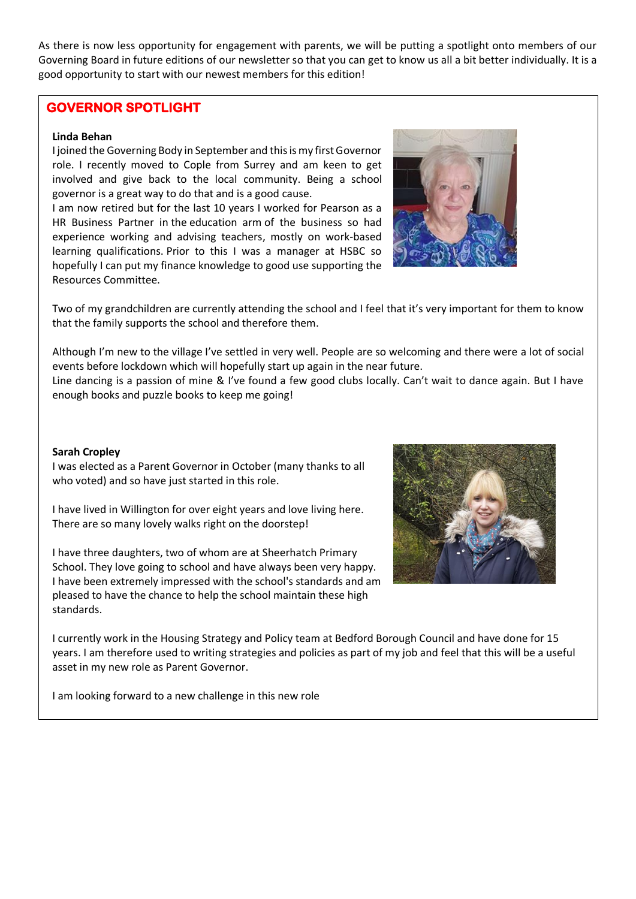As there is now less opportunity for engagement with parents, we will be putting a spotlight onto members of our Governing Board in future editions of our newsletter so that you can get to know us all a bit better individually. It is a good opportunity to start with our newest members for this edition!

## GOVERNOR SPOTLIGHT

**Linda Behan**

I joined the Governing Body in September and this is my first Governor role. I recently moved to Cople from Surrey and am keen to get involved and give back to the local community. Being a school governor is a great way to do that and is a good cause.

I am now retired but for the last 10 years I worked for Pearson as a HR Business Partner in the education arm of the business so had experience working and advising teachers, mostly on work-based learning qualifications. Prior to this I was a manager at HSBC so hopefully I can put my finance knowledge to good use supporting the Resources Committee.

Two of my grandchildren are currently attending the school and I feel that it's very important for them to know that the family supports the school and therefore them.

Although I'm new to the village I've settled in very well. People are so welcoming and there were a lot of social events before lockdown which will hopefully start up again in the near future.

Line dancing is a passion of mine & I've found a few good clubs locally. Can't wait to dance again. But I have enough books and puzzle books to keep me going!

**Sarah Cropley**

I was elected as a Parent Governor in October (many thanks to all who voted) and so have just started in this role.

I have lived in Willington for over eight years and love living here. There are so many lovely walks right on the doorstep!

I have three daughters, two of whom are at Sheerhatch Primary School. They love going to school and have always been very happy. I have been extremely impressed with the school's standards and am pleased to have the chance to help the school maintain these high standards.

I currently work in the Housing Strategy and Policy team at Bedford Borough Council and have done for 15 years. I am therefore used to writing strategies and policies as part of my job and feel that this will be a useful asset in my new role as Parent Governor.

I am looking forward to a new challenge in this new role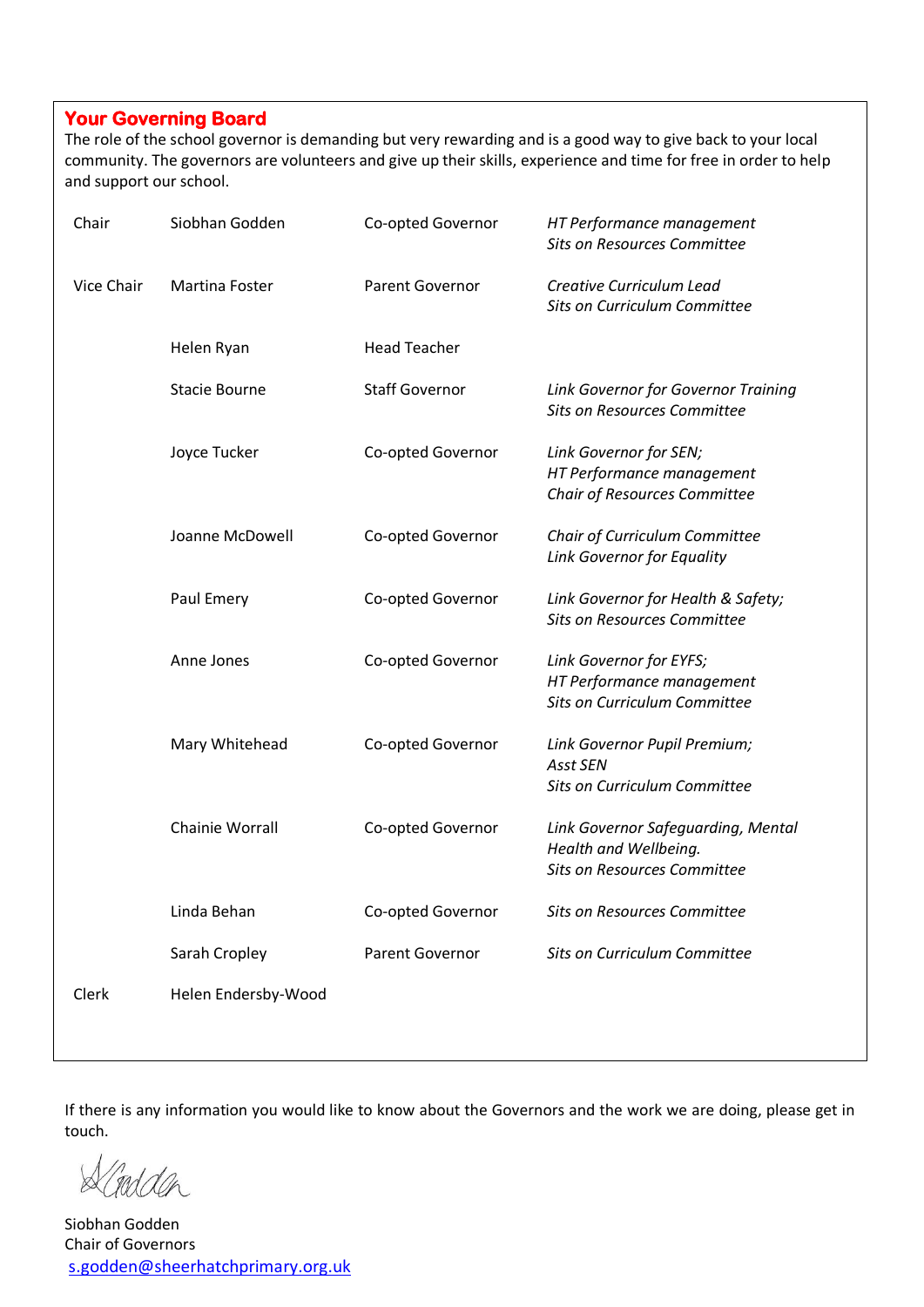## Your Governing Board

The role of the school governor is demanding but very rewarding and is a good way to give back to your local community. The governors are volunteers and give up their skills, experience and time for free in order to help and support our school.

| | | | |
|---|---|---|---|
| Chair | Siobhan Godden | Co-opted Governor | *HT Performance management*<br>*Sits on Resources Committee* |
| Vice Chair | Martina Foster | Parent Governor | *Creative Curriculum Lead*<br>*Sits on Curriculum Committee* |
| | Helen Ryan | Head Teacher | |
| | Stacie Bourne | Staff Governor | *Link Governor for Governor Training*<br>*Sits on Resources Committee* |
| | Joyce Tucker | Co-opted Governor | *Link Governor for SEN;*<br>*HT Performance management*<br>*Chair of Resources Committee* |
| | Joanne McDowell | Co-opted Governor | *Chair of Curriculum Committee*<br>*Link Governor for Equality* |
| | Paul Emery | Co-opted Governor | *Link Governor for Health & Safety;*<br>*Sits on Resources Committee* |
| | Anne Jones | Co-opted Governor | *Link Governor for EYFS;*<br>*HT Performance management*<br>*Sits on Curriculum Committee* |
| | Mary Whitehead | Co-opted Governor | *Link Governor Pupil Premium;*<br>*Asst SEN*<br>*Sits on Curriculum Committee* |
| | Chainie Worrall | Co-opted Governor | *Link Governor Safeguarding, Mental Health and Wellbeing.*<br>*Sits on Resources Committee* |
| | Linda Behan | Co-opted Governor | *Sits on Resources Committee* |
| | Sarah Cropley | Parent Governor | *Sits on Curriculum Committee* |
| Clerk | Helen Endersby-Wood | | |

If there is any information you would like to know about the Governors and the work we are doing, please get in touch.

Siobhan Godden
Chair of Governors
s.godden@sheerhatchprimary.org.uk